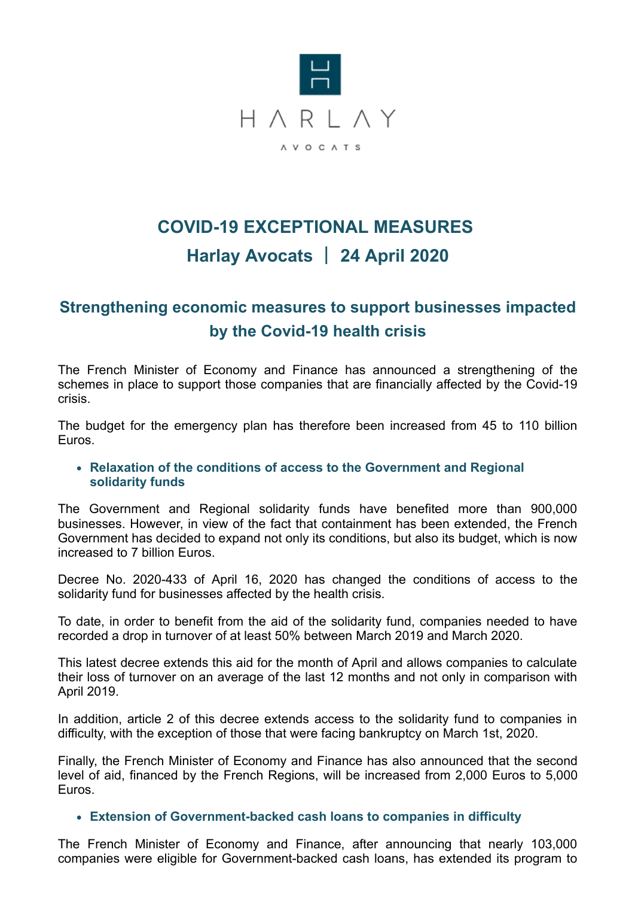HARLAY

AVOCATS

# COVID-19 EXCEPTIONAL MEASURES

## Harlay Avocats | 24 April 2020

## Strengthening economic measures to support businesses impacted by the Covid-19 health crisis

The French Minister of Economy and Finance has announced a strengthening of the schemes in place to support those companies that are financially affected by the Covid-19 crisis.

The budget for the emergency plan has therefore been increased from 45 to 110 billion Euros.

- **Relaxation of the conditions of access to the Government and Regional solidarity funds**

The Government and Regional solidarity funds have benefited more than 900,000 businesses. However, in view of the fact that containment has been extended, the French Government has decided to expand not only its conditions, but also its budget, which is now increased to 7 billion Euros.

Decree No. 2020-433 of April 16, 2020 has changed the conditions of access to the solidarity fund for businesses affected by the health crisis.

To date, in order to benefit from the aid of the solidarity fund, companies needed to have recorded a drop in turnover of at least 50% between March 2019 and March 2020.

This latest decree extends this aid for the month of April and allows companies to calculate their loss of turnover on an average of the last 12 months and not only in comparison with April 2019.

In addition, article 2 of this decree extends access to the solidarity fund to companies in difficulty, with the exception of those that were facing bankruptcy on March 1st, 2020.

Finally, the French Minister of Economy and Finance has also announced that the second level of aid, financed by the French Regions, will be increased from 2,000 Euros to 5,000 Euros.

- **Extension of Government-backed cash loans to companies in difficulty**

The French Minister of Economy and Finance, after announcing that nearly 103,000 companies were eligible for Government-backed cash loans, has extended its program to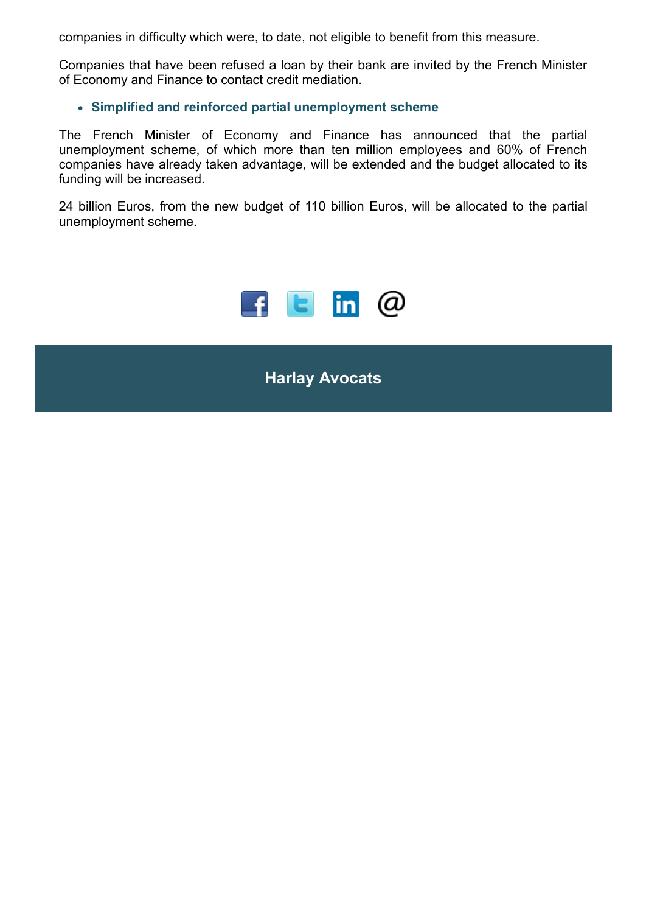companies in difficulty which were, to date, not eligible to benefit from this measure.

Companies that have been refused a loan by their bank are invited by the French Minister of Economy and Finance to contact credit mediation.

- **Simplified and reinforced partial unemployment scheme**

The French Minister of Economy and Finance has announced that the partial unemployment scheme, of which more than ten million employees and 60% of French companies have already taken advantage, will be extended and the budget allocated to its funding will be increased.

24 billion Euros, from the new budget of 110 billion Euros, will be allocated to the partial unemployment scheme.

**Harlay Avocats**